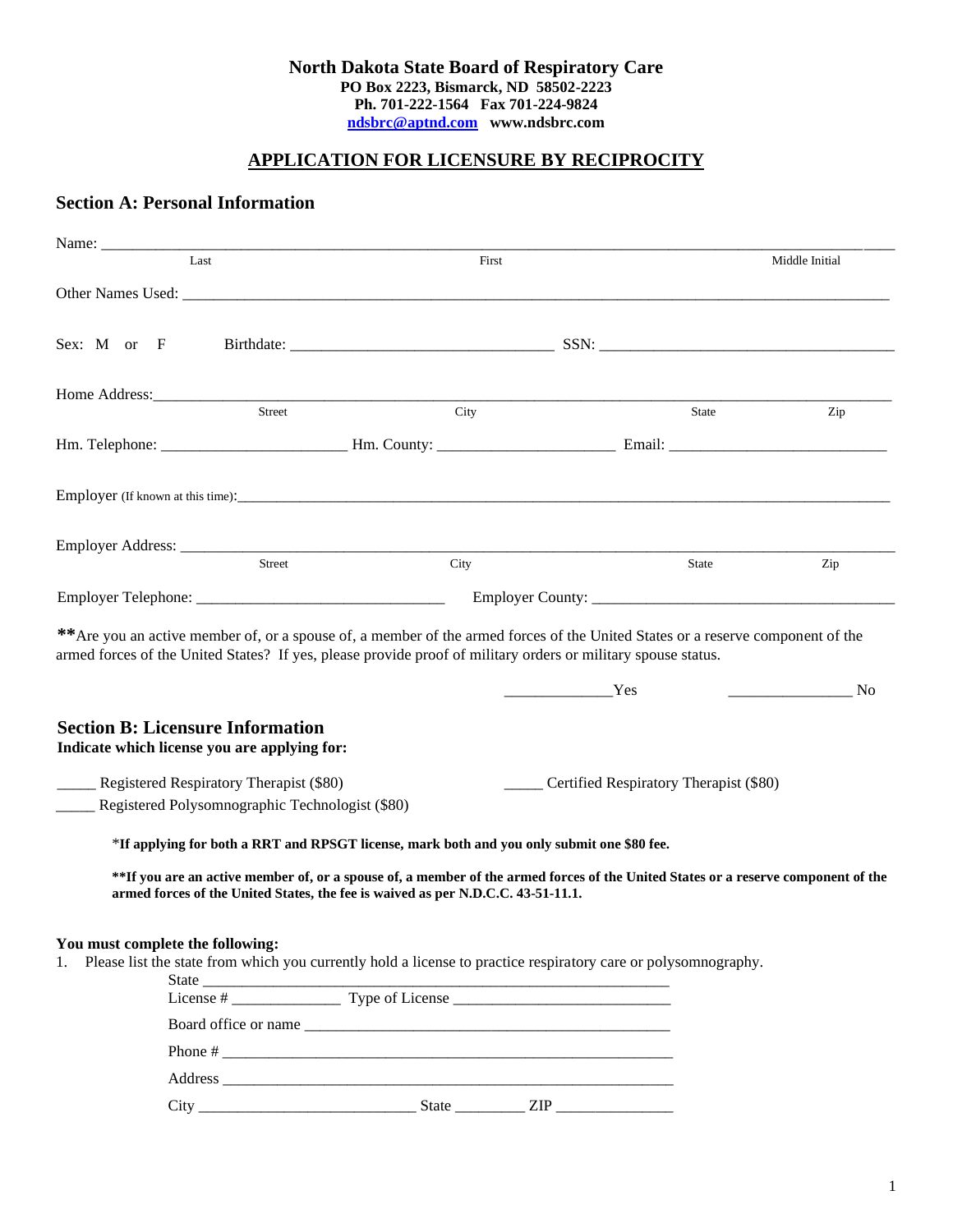**North Dakota State Board of Respiratory Care**
**PO Box 2223, Bismarck, ND 58502-2223**
**Ph. 701-222-1564 Fax 701-224-9824**
**ndsbrc@aptnd.com www.ndsbrc.com**

# APPLICATION FOR LICENSURE BY RECIPROCITY

## Section A: Personal Information

Name: ____________________________________________________________________________
Last                                        First                                        Middle Initial

Other Names Used: ________________________________________________________________

Sex: M or F     Birthdate: ______________________________ SSN: ______________________________

Home Address: ____________________________________________________________________
Street                                        City                                        State                                        Zip

Hm. Telephone: ______________________ Hm. County: _____________________ Email: ___________________________

Employer (If known at this time): __________________________________________________________

Employer Address: _________________________________________________________________
Street                                        City                                        State                                        Zip

Employer Telephone: _______________________________ Employer County: _____________________________________

**\*\***Are you an active member of, or a spouse of, a member of the armed forces of the United States or a reserve component of the armed forces of the United States? If yes, please provide proof of military orders or military spouse status.

_____________Yes     _______________ No

## Section B: Licensure Information

**Indicate which license you are applying for:**

_____ Registered Respiratory Therapist ($80)     _____ Certified Respiratory Therapist ($80)
_____ Registered Polysomnographic Technologist ($80)

\***If applying for both a RRT and RPSGT license, mark both and you only submit one $80 fee.**

**\*\*If you are an active member of, or a spouse of, a member of the armed forces of the United States or a reserve component of the armed forces of the United States, the fee is waived as per N.D.C.C. 43-51-11.1.**

**You must complete the following:**

1. Please list the state from which you currently hold a license to practice respiratory care or polysomnography.

   State ___________________________________________________________
   License # _____________ Type of License ___________________________
   Board office or name _______________________________________________
   Phone # ________________________________________________________
   Address ________________________________________________________
   City __________________________ State ________ ZIP ______________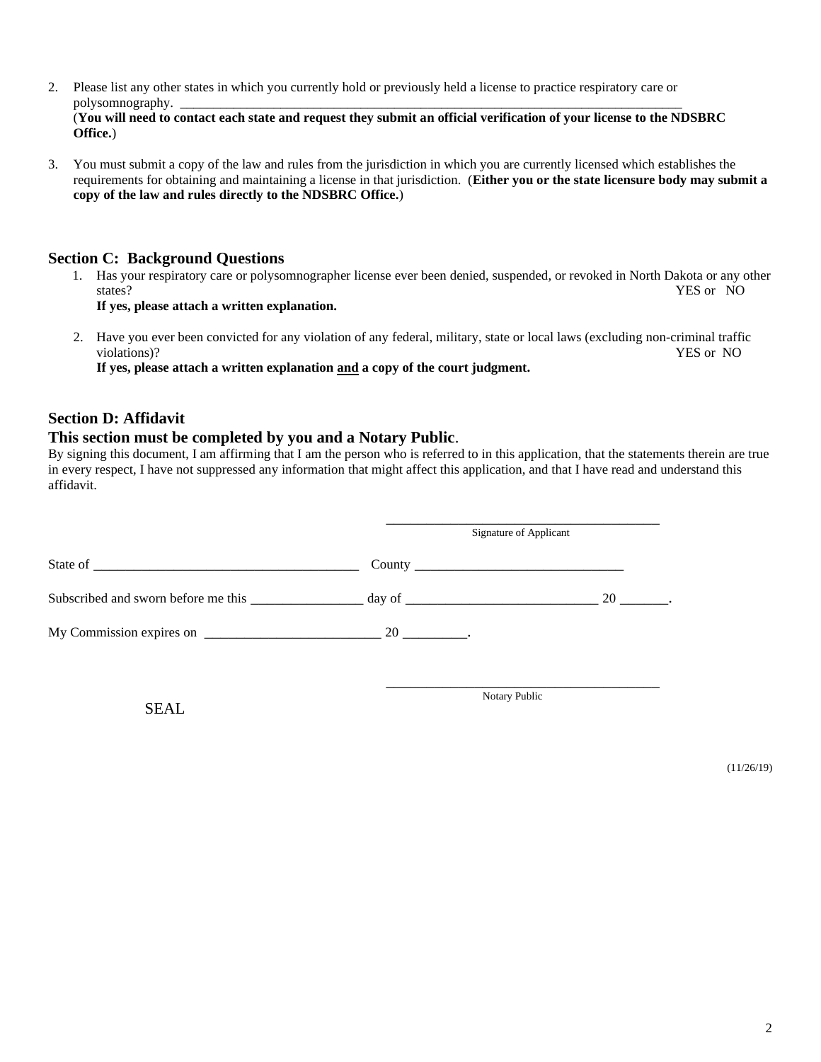2. Please list any other states in which you currently hold or previously held a license to practice respiratory care or polysomnography. ___________________________________________________________________________
(**You will need to contact each state and request they submit an official verification of your license to the NDSBRC Office.**)

3. You must submit a copy of the law and rules from the jurisdiction in which you are currently licensed which establishes the requirements for obtaining and maintaining a license in that jurisdiction. (**Either you or the state licensure body may submit a copy of the law and rules directly to the NDSBRC Office.**)

## Section C: Background Questions

1. Has your respiratory care or polysomnographer license ever been denied, suspended, or revoked in North Dakota or any other states? YES or NO
**If yes, please attach a written explanation.**

2. Have you ever been convicted for any violation of any federal, military, state or local laws (excluding non-criminal traffic violations)? YES or NO
**If yes, please attach a written explanation and a copy of the court judgment.**

## Section D: Affidavit

### This section must be completed by you and a Notary Public.

By signing this document, I am affirming that I am the person who is referred to in this application, that the statements therein are true in every respect, I have not suppressed any information that might affect this application, and that I have read and understand this affidavit.

_______________________________________
Signature of Applicant

State of _______________________________________ County _______________________________

Subscribed and sworn before me this ________________ day of ___________________________ 20 _______.

My Commission expires on __________________________ 20 _________.

_______________________________________
Notary Public

SEAL

(11/26/19)